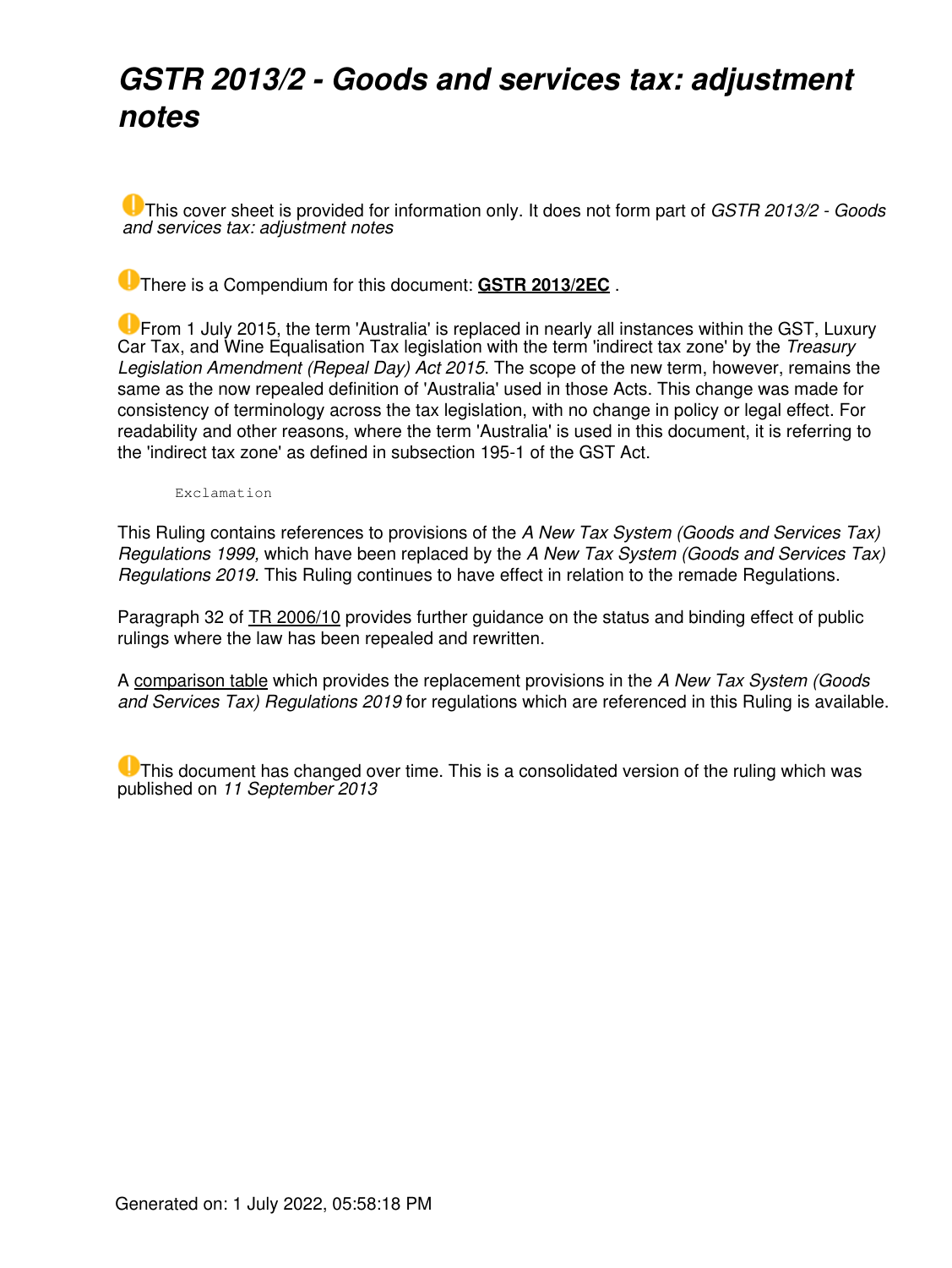# *GSTR 2013/2 - Goods and services tax: adjustment notes*

This cover sheet is provided for information only. It does not form part of *GSTR 2013/2 - Goods and services tax: adjustment notes*

There is a Compendium for this document: **GSTR 2013/2EC** .

From 1 July 2015, the term 'Australia' is replaced in nearly all instances within the GST, Luxury Car Tax, and Wine Equalisation Tax legislation with the term 'indirect tax zone' by the *Treasury Legislation Amendment (Repeal Day) Act 2015*. The scope of the new term, however, remains the same as the now repealed definition of 'Australia' used in those Acts. This change was made for consistency of terminology across the tax legislation, with no change in policy or legal effect. For readability and other reasons, where the term 'Australia' is used in this document, it is referring to the 'indirect tax zone' as defined in subsection 195-1 of the GST Act.

Exclamation

This Ruling contains references to provisions of the *A New Tax System (Goods and Services Tax) Regulations 1999,* which have been replaced by the *A New Tax System (Goods and Services Tax) Regulations 2019*. This Ruling continues to have effect in relation to the remade Regulations.

Paragraph 32 of TR 2006/10 provides further guidance on the status and binding effect of public rulings where the law has been repealed and rewritten.

A comparison table which provides the replacement provisions in the *A New Tax System (Goods and Services Tax) Regulations 2019* for regulations which are referenced in this Ruling is available.

This document has changed over time. This is a consolidated version of the ruling which was published on *11 September 2013*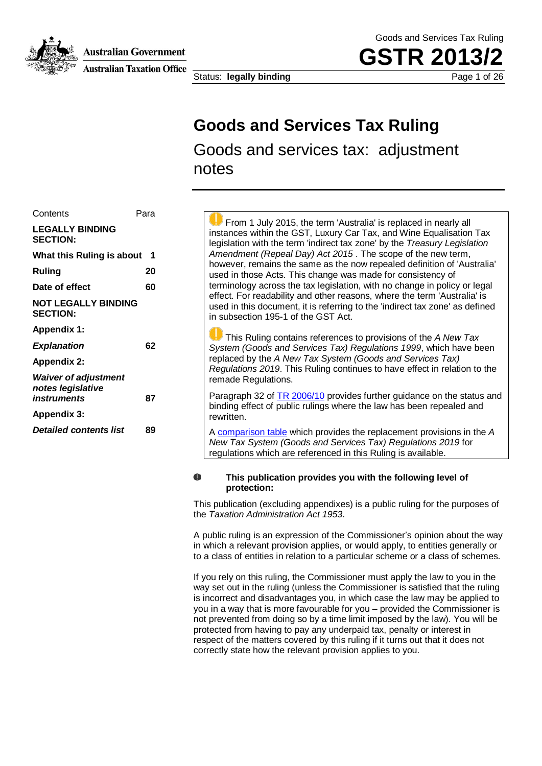# Goods and Services Tax Ruling

Goods and services tax: adjustment notes

| Contents | Para |
|---|---|
| **LEGALLY BINDING SECTION:** | |
| **What this Ruling is about** | **1** |
| **Ruling** | **20** |
| **Date of effect** | **60** |
| **NOT LEGALLY BINDING SECTION:** | |
| **Appendix 1:** | |
| ***Explanation*** | **62** |
| **Appendix 2:** | |
| ***Waiver of adjustment notes legislative instruments*** | **87** |
| **Appendix 3:** | |
| ***Detailed contents list*** | **89** |

From 1 July 2015, the term 'Australia' is replaced in nearly all instances within the GST, Luxury Car Tax, and Wine Equalisation Tax legislation with the term 'indirect tax zone' by the *Treasury Legislation Amendment (Repeal Day) Act 2015* . The scope of the new term, however, remains the same as the now repealed definition of 'Australia' used in those Acts. This change was made for consistency of terminology across the tax legislation, with no change in policy or legal effect. For readability and other reasons, where the term 'Australia' is used in this document, it is referring to the 'indirect tax zone' as defined in subsection 195-1 of the GST Act.

This Ruling contains references to provisions of the *A New Tax System (Goods and Services Tax) Regulations 1999*, which have been replaced by the *A New Tax System (Goods and Services Tax) Regulations 2019*. This Ruling continues to have effect in relation to the remade Regulations.

Paragraph 32 of TR 2006/10 provides further guidance on the status and binding effect of public rulings where the law has been repealed and rewritten.

A comparison table which provides the replacement provisions in the *A New Tax System (Goods and Services Tax) Regulations 2019* for regulations which are referenced in this Ruling is available.

**This publication provides you with the following level of protection:**

This publication (excluding appendixes) is a public ruling for the purposes of the *Taxation Administration Act 1953*.

A public ruling is an expression of the Commissioner's opinion about the way in which a relevant provision applies, or would apply, to entities generally or to a class of entities in relation to a particular scheme or a class of schemes.

If you rely on this ruling, the Commissioner must apply the law to you in the way set out in the ruling (unless the Commissioner is satisfied that the ruling is incorrect and disadvantages you, in which case the law may be applied to you in a way that is more favourable for you – provided the Commissioner is not prevented from doing so by a time limit imposed by the law). You will be protected from having to pay any underpaid tax, penalty or interest in respect of the matters covered by this ruling if it turns out that it does not correctly state how the relevant provision applies to you.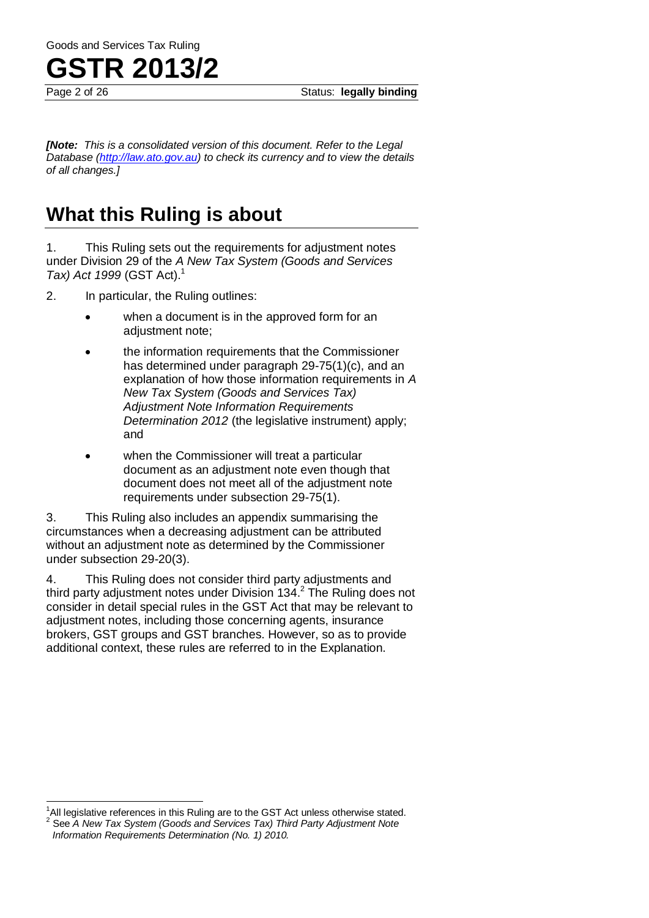*[Note: This is a consolidated version of this document. Refer to the Legal Database (http://law.ato.gov.au) to check its currency and to view the details of all changes.]*

## What this Ruling is about

1. This Ruling sets out the requirements for adjustment notes under Division 29 of the *A New Tax System (Goods and Services Tax) Act 1999* (GST Act).[1]

2. In particular, the Ruling outlines:

- when a document is in the approved form for an adjustment note;
- the information requirements that the Commissioner has determined under paragraph 29-75(1)(c), and an explanation of how those information requirements in *A New Tax System (Goods and Services Tax) Adjustment Note Information Requirements Determination 2012* (the legislative instrument) apply; and
- when the Commissioner will treat a particular document as an adjustment note even though that document does not meet all of the adjustment note requirements under subsection 29-75(1).

3. This Ruling also includes an appendix summarising the circumstances when a decreasing adjustment can be attributed without an adjustment note as determined by the Commissioner under subsection 29-20(3).

4. This Ruling does not consider third party adjustments and third party adjustment notes under Division 134.[2] The Ruling does not consider in detail special rules in the GST Act that may be relevant to adjustment notes, including those concerning agents, insurance brokers, GST groups and GST branches. However, so as to provide additional context, these rules are referred to in the Explanation.

---

[1] All legislative references in this Ruling are to the GST Act unless otherwise stated.

[2] See *A New Tax System (Goods and Services Tax) Third Party Adjustment Note Information Requirements Determination (No. 1) 2010.*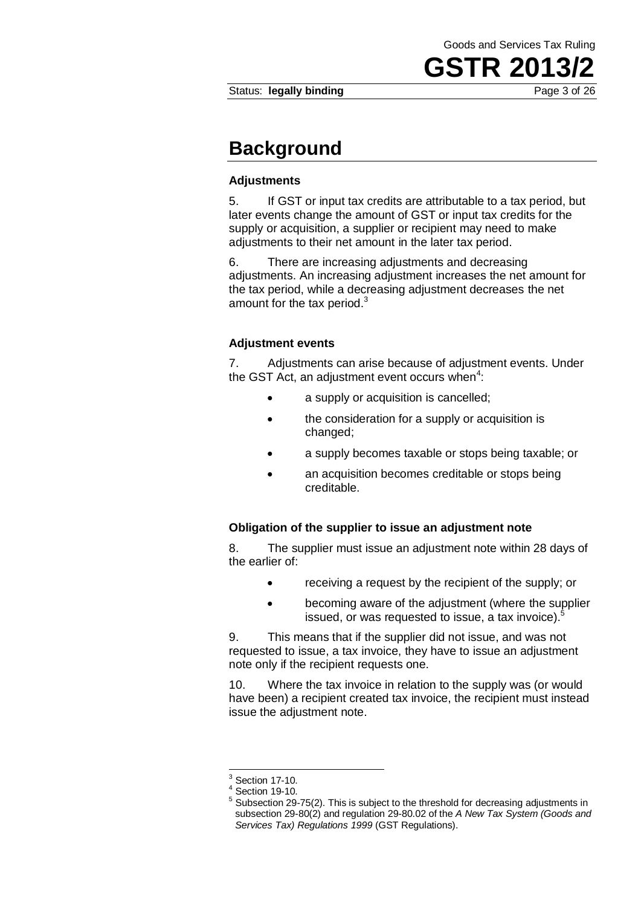# Background

### Adjustments

5. If GST or input tax credits are attributable to a tax period, but later events change the amount of GST or input tax credits for the supply or acquisition, a supplier or recipient may need to make adjustments to their net amount in the later tax period.

6. There are increasing adjustments and decreasing adjustments. An increasing adjustment increases the net amount for the tax period, while a decreasing adjustment decreases the net amount for the tax period.[3]

### Adjustment events

7. Adjustments can arise because of adjustment events. Under the GST Act, an adjustment event occurs when[4]:

- a supply or acquisition is cancelled;
- the consideration for a supply or acquisition is changed;
- a supply becomes taxable or stops being taxable; or
- an acquisition becomes creditable or stops being creditable.

### Obligation of the supplier to issue an adjustment note

8. The supplier must issue an adjustment note within 28 days of the earlier of:

- receiving a request by the recipient of the supply; or
- becoming aware of the adjustment (where the supplier issued, or was requested to issue, a tax invoice).[5]

9. This means that if the supplier did not issue, and was not requested to issue, a tax invoice, they have to issue an adjustment note only if the recipient requests one.

10. Where the tax invoice in relation to the supply was (or would have been) a recipient created tax invoice, the recipient must instead issue the adjustment note.

---

[3] Section 17-10.

[4] Section 19-10.

[5] Subsection 29-75(2). This is subject to the threshold for decreasing adjustments in subsection 29-80(2) and regulation 29-80.02 of the *A New Tax System (Goods and Services Tax) Regulations 1999* (GST Regulations).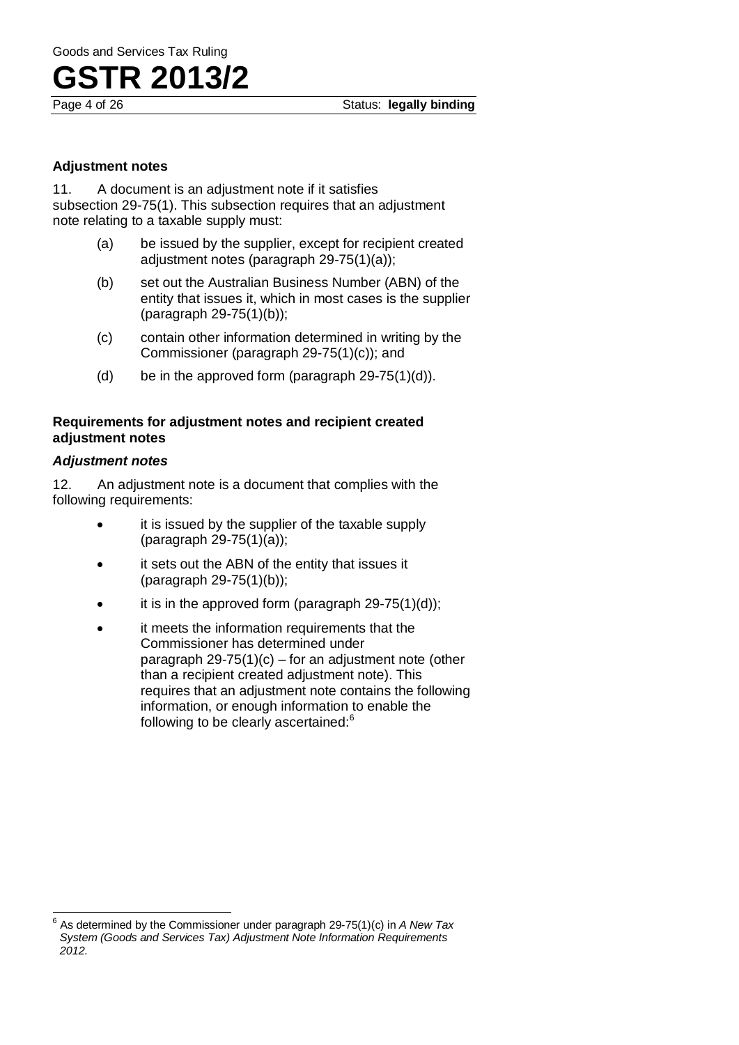### Adjustment notes

11. A document is an adjustment note if it satisfies subsection 29-75(1). This subsection requires that an adjustment note relating to a taxable supply must:

(a) be issued by the supplier, except for recipient created adjustment notes (paragraph 29-75(1)(a));

(b) set out the Australian Business Number (ABN) of the entity that issues it, which in most cases is the supplier (paragraph 29-75(1)(b));

(c) contain other information determined in writing by the Commissioner (paragraph 29-75(1)(c)); and

(d) be in the approved form (paragraph 29-75(1)(d)).

### Requirements for adjustment notes and recipient created adjustment notes

#### *Adjustment notes*

12. An adjustment note is a document that complies with the following requirements:

- it is issued by the supplier of the taxable supply (paragraph 29-75(1)(a));
- it sets out the ABN of the entity that issues it (paragraph 29-75(1)(b));
- it is in the approved form (paragraph 29-75(1)(d));
- it meets the information requirements that the Commissioner has determined under paragraph 29-75(1)(c) – for an adjustment note (other than a recipient created adjustment note). This requires that an adjustment note contains the following information, or enough information to enable the following to be clearly ascertained:[6]

---

[6] As determined by the Commissioner under paragraph 29-75(1)(c) in *A New Tax System (Goods and Services Tax) Adjustment Note Information Requirements 2012.*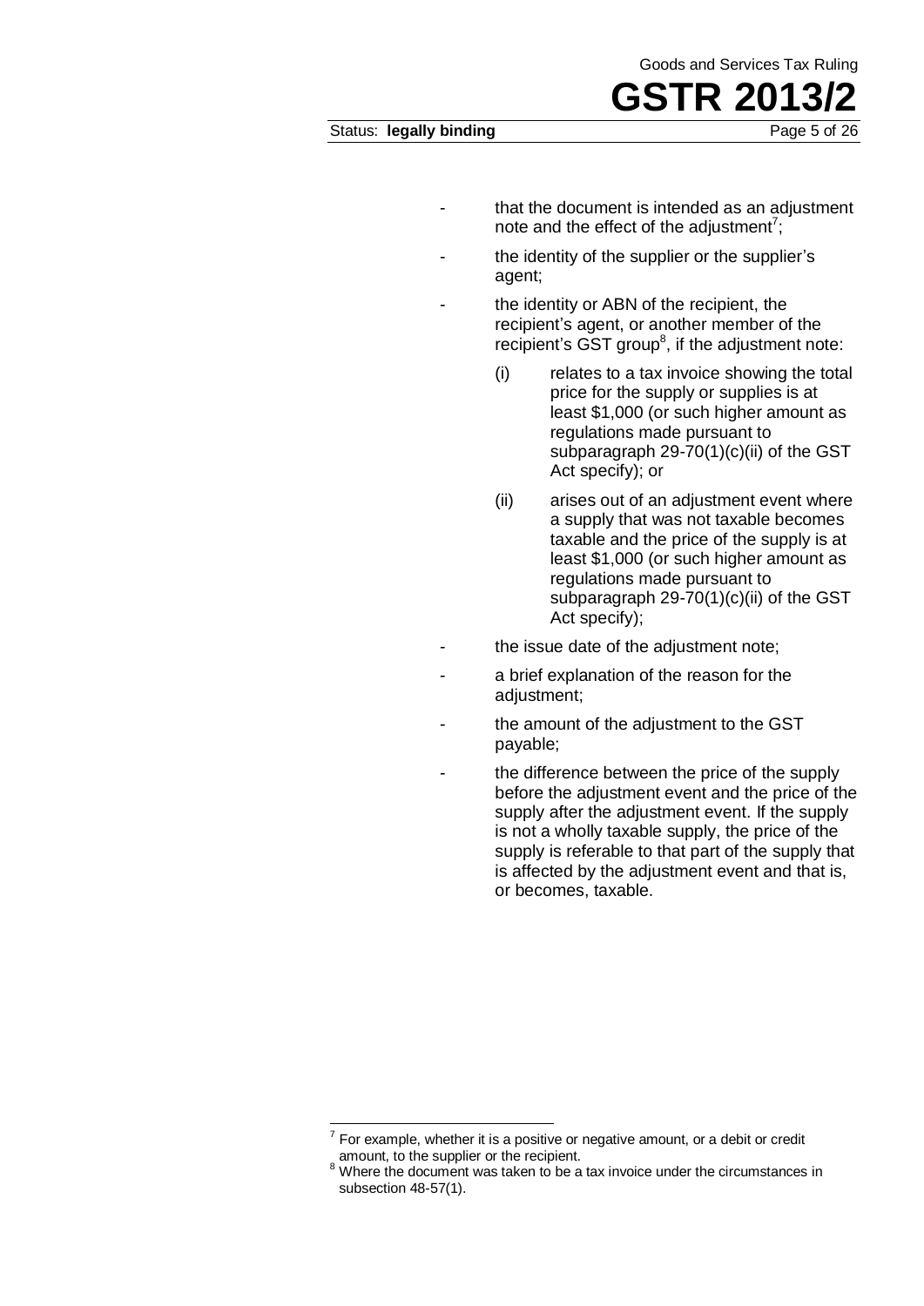- that the document is intended as an adjustment note and the effect of the adjustment[7];
- the identity of the supplier or the supplier's agent;
- the identity or ABN of the recipient, the recipient's agent, or another member of the recipient's GST group[8], if the adjustment note:
  - (i) relates to a tax invoice showing the total price for the supply or supplies is at least $1,000 (or such higher amount as regulations made pursuant to subparagraph 29-70(1)(c)(ii) of the GST Act specify); or
  - (ii) arises out of an adjustment event where a supply that was not taxable becomes taxable and the price of the supply is at least $1,000 (or such higher amount as regulations made pursuant to subparagraph 29-70(1)(c)(ii) of the GST Act specify);
- the issue date of the adjustment note;
- a brief explanation of the reason for the adjustment;
- the amount of the adjustment to the GST payable;
- the difference between the price of the supply before the adjustment event and the price of the supply after the adjustment event. If the supply is not a wholly taxable supply, the price of the supply is referable to that part of the supply that is affected by the adjustment event and that is, or becomes, taxable.

---

[7] For example, whether it is a positive or negative amount, or a debit or credit amount, to the supplier or the recipient.

[8] Where the document was taken to be a tax invoice under the circumstances in subsection 48-57(1).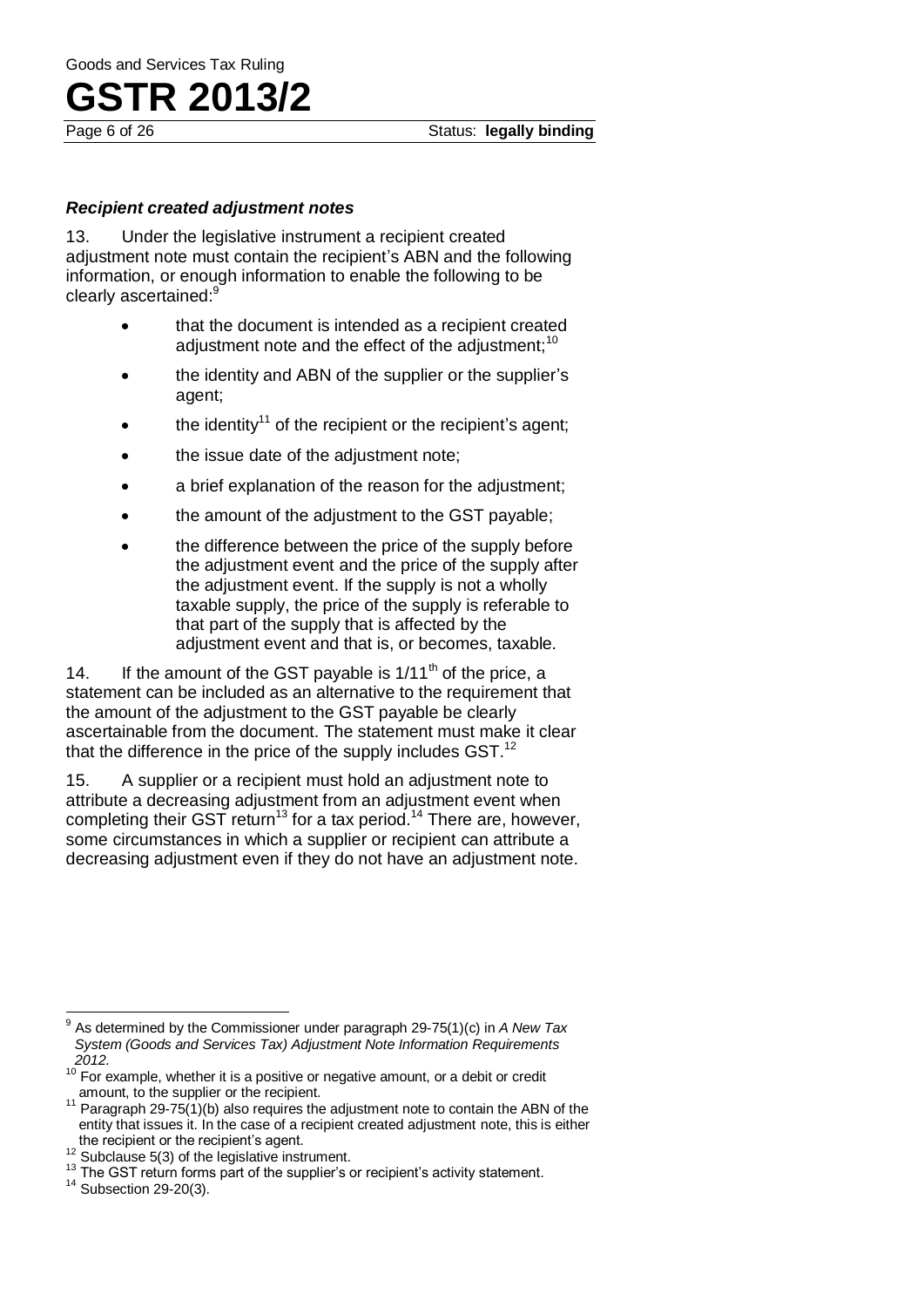### *Recipient created adjustment notes*

13. Under the legislative instrument a recipient created adjustment note must contain the recipient's ABN and the following information, or enough information to enable the following to be clearly ascertained:[9]

- that the document is intended as a recipient created adjustment note and the effect of the adjustment;[10]
- the identity and ABN of the supplier or the supplier's agent;
- the identity[11] of the recipient or the recipient's agent;
- the issue date of the adjustment note;
- a brief explanation of the reason for the adjustment;
- the amount of the adjustment to the GST payable;
- the difference between the price of the supply before the adjustment event and the price of the supply after the adjustment event. If the supply is not a wholly taxable supply, the price of the supply is referable to that part of the supply that is affected by the adjustment event and that is, or becomes, taxable.

14. If the amount of the GST payable is $1/11^{th}$ of the price, a statement can be included as an alternative to the requirement that the amount of the adjustment to the GST payable be clearly ascertainable from the document. The statement must make it clear that the difference in the price of the supply includes GST.[12]

15. A supplier or a recipient must hold an adjustment note to attribute a decreasing adjustment from an adjustment event when completing their GST return[13] for a tax period.[14] There are, however, some circumstances in which a supplier or recipient can attribute a decreasing adjustment even if they do not have an adjustment note.

---

[9] As determined by the Commissioner under paragraph 29-75(1)(c) in *A New Tax System (Goods and Services Tax) Adjustment Note Information Requirements 2012.*

[10] For example, whether it is a positive or negative amount, or a debit or credit amount, to the supplier or the recipient.

[11] Paragraph 29-75(1)(b) also requires the adjustment note to contain the ABN of the entity that issues it. In the case of a recipient created adjustment note, this is either the recipient or the recipient's agent.

[12] Subclause 5(3) of the legislative instrument.

[13] The GST return forms part of the supplier's or recipient's activity statement.

[14] Subsection 29-20(3).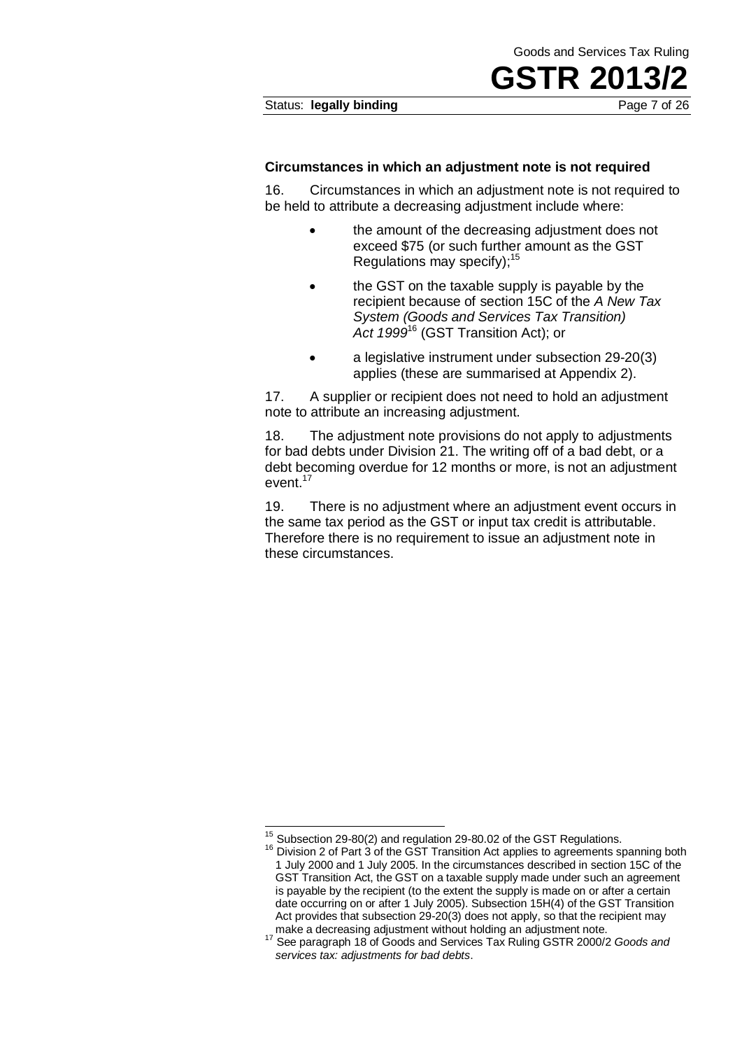### Circumstances in which an adjustment note is not required

16. Circumstances in which an adjustment note is not required to be held to attribute a decreasing adjustment include where:

- the amount of the decreasing adjustment does not exceed $75 (or such further amount as the GST Regulations may specify);[15]
- the GST on the taxable supply is payable by the recipient because of section 15C of the *A New Tax System (Goods and Services Tax Transition) Act 1999*[16] (GST Transition Act); or
- a legislative instrument under subsection 29-20(3) applies (these are summarised at Appendix 2).

17. A supplier or recipient does not need to hold an adjustment note to attribute an increasing adjustment.

18. The adjustment note provisions do not apply to adjustments for bad debts under Division 21. The writing off of a bad debt, or a debt becoming overdue for 12 months or more, is not an adjustment event.[17]

19. There is no adjustment where an adjustment event occurs in the same tax period as the GST or input tax credit is attributable. Therefore there is no requirement to issue an adjustment note in these circumstances.

---

[15] Subsection 29-80(2) and regulation 29-80.02 of the GST Regulations.

[16] Division 2 of Part 3 of the GST Transition Act applies to agreements spanning both 1 July 2000 and 1 July 2005. In the circumstances described in section 15C of the GST Transition Act, the GST on a taxable supply made under such an agreement is payable by the recipient (to the extent the supply is made on or after a certain date occurring on or after 1 July 2005). Subsection 15H(4) of the GST Transition Act provides that subsection 29-20(3) does not apply, so that the recipient may make a decreasing adjustment without holding an adjustment note.

[17] See paragraph 18 of Goods and Services Tax Ruling GSTR 2000/2 *Goods and services tax: adjustments for bad debts*.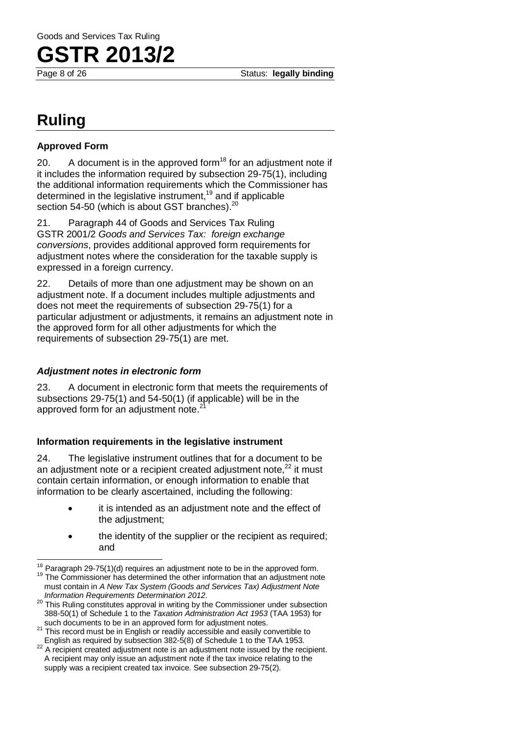## Ruling

### Approved Form

20. A document is in the approved form[18] for an adjustment note if it includes the information required by subsection 29-75(1), including the additional information requirements which the Commissioner has determined in the legislative instrument,[19] and if applicable section 54-50 (which is about GST branches).[20]

21. Paragraph 44 of Goods and Services Tax Ruling GSTR 2001/2 *Goods and Services Tax: foreign exchange conversions*, provides additional approved form requirements for adjustment notes where the consideration for the taxable supply is expressed in a foreign currency.

22. Details of more than one adjustment may be shown on an adjustment note. If a document includes multiple adjustments and does not meet the requirements of subsection 29-75(1) for a particular adjustment or adjustments, it remains an adjustment note in the approved form for all other adjustments for which the requirements of subsection 29-75(1) are met.

#### *Adjustment notes in electronic form*

23. A document in electronic form that meets the requirements of subsections 29-75(1) and 54-50(1) (if applicable) will be in the approved form for an adjustment note.[21]

### Information requirements in the legislative instrument

24. The legislative instrument outlines that for a document to be an adjustment note or a recipient created adjustment note,[22] it must contain certain information, or enough information to enable that information to be clearly ascertained, including the following:

- it is intended as an adjustment note and the effect of the adjustment;
- the identity of the supplier or the recipient as required; and

---

[18] Paragraph 29-75(1)(d) requires an adjustment note to be in the approved form.

[19] The Commissioner has determined the other information that an adjustment note must contain in *A New Tax System (Goods and Services Tax) Adjustment Note Information Requirements Determination 2012*.

[20] This Ruling constitutes approval in writing by the Commissioner under subsection 388-50(1) of Schedule 1 to the *Taxation Administration Act 1953* (TAA 1953) for such documents to be in an approved form for adjustment notes.

[21] This record must be in English or readily accessible and easily convertible to English as required by subsection 382-5(8) of Schedule 1 to the TAA 1953.

[22] A recipient created adjustment note is an adjustment note issued by the recipient. A recipient may only issue an adjustment note if the tax invoice relating to the supply was a recipient created tax invoice. See subsection 29-75(2).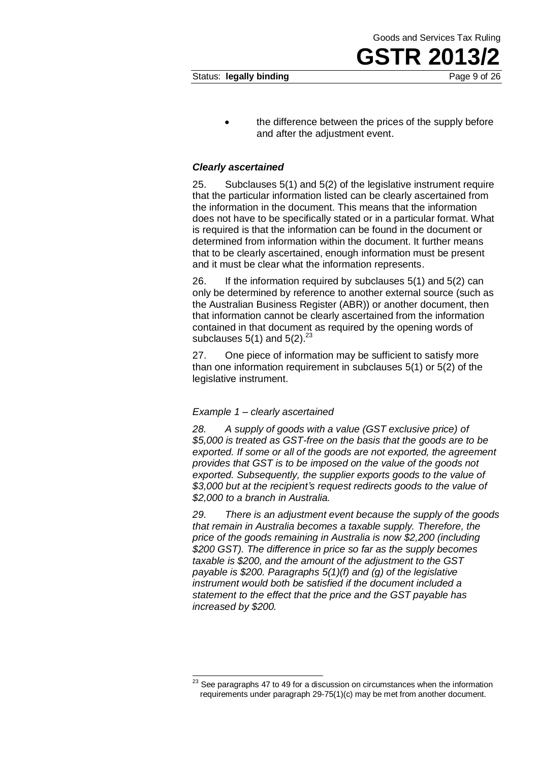- the difference between the prices of the supply before and after the adjustment event.

### *Clearly ascertained*

25. Subclauses 5(1) and 5(2) of the legislative instrument require that the particular information listed can be clearly ascertained from the information in the document. This means that the information does not have to be specifically stated or in a particular format. What is required is that the information can be found in the document or determined from information within the document. It further means that to be clearly ascertained, enough information must be present and it must be clear what the information represents.

26. If the information required by subclauses 5(1) and 5(2) can only be determined by reference to another external source (such as the Australian Business Register (ABR)) or another document, then that information cannot be clearly ascertained from the information contained in that document as required by the opening words of subclauses 5(1) and 5(2).[23]

27. One piece of information may be sufficient to satisfy more than one information requirement in subclauses 5(1) or 5(2) of the legislative instrument.

*Example 1 – clearly ascertained*

*28. A supply of goods with a value (GST exclusive price) of $5,000 is treated as GST-free on the basis that the goods are to be exported. If some or all of the goods are not exported, the agreement provides that GST is to be imposed on the value of the goods not exported. Subsequently, the supplier exports goods to the value of $3,000 but at the recipient's request redirects goods to the value of $2,000 to a branch in Australia.*

*29. There is an adjustment event because the supply of the goods that remain in Australia becomes a taxable supply. Therefore, the price of the goods remaining in Australia is now $2,200 (including $200 GST). The difference in price so far as the supply becomes taxable is $200, and the amount of the adjustment to the GST payable is $200. Paragraphs 5(1)(f) and (g) of the legislative instrument would both be satisfied if the document included a statement to the effect that the price and the GST payable has increased by $200.*

---

[23] See paragraphs 47 to 49 for a discussion on circumstances when the information requirements under paragraph 29-75(1)(c) may be met from another document.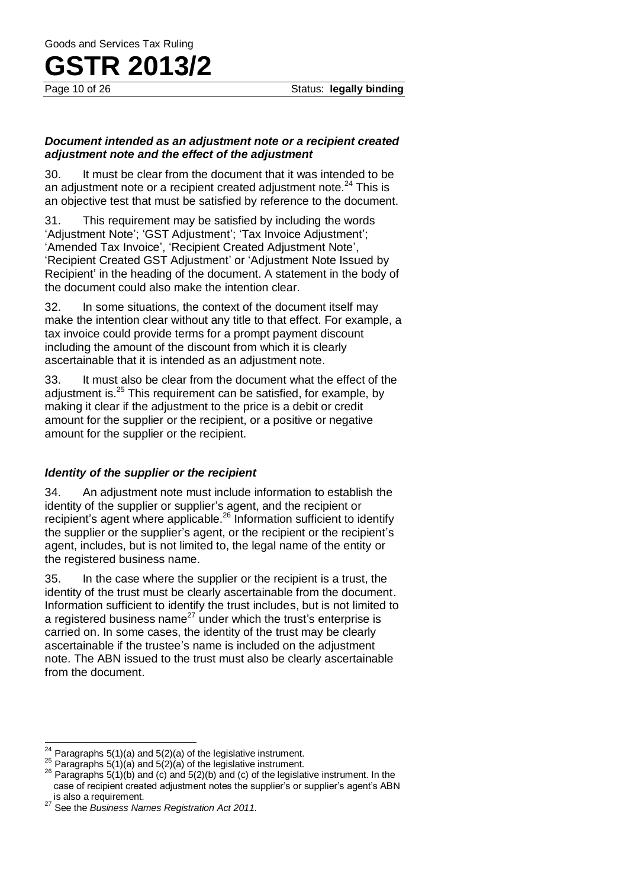### *Document intended as an adjustment note or a recipient created adjustment note and the effect of the adjustment*

30. It must be clear from the document that it was intended to be an adjustment note or a recipient created adjustment note.[24] This is an objective test that must be satisfied by reference to the document.

31. This requirement may be satisfied by including the words 'Adjustment Note'; 'GST Adjustment'; 'Tax Invoice Adjustment'; 'Amended Tax Invoice', 'Recipient Created Adjustment Note', 'Recipient Created GST Adjustment' or 'Adjustment Note Issued by Recipient' in the heading of the document. A statement in the body of the document could also make the intention clear.

32. In some situations, the context of the document itself may make the intention clear without any title to that effect. For example, a tax invoice could provide terms for a prompt payment discount including the amount of the discount from which it is clearly ascertainable that it is intended as an adjustment note.

33. It must also be clear from the document what the effect of the adjustment is.[25] This requirement can be satisfied, for example, by making it clear if the adjustment to the price is a debit or credit amount for the supplier or the recipient, or a positive or negative amount for the supplier or the recipient.

### *Identity of the supplier or the recipient*

34. An adjustment note must include information to establish the identity of the supplier or supplier's agent, and the recipient or recipient's agent where applicable.[26] Information sufficient to identify the supplier or the supplier's agent, or the recipient or the recipient's agent, includes, but is not limited to, the legal name of the entity or the registered business name.

35. In the case where the supplier or the recipient is a trust, the identity of the trust must be clearly ascertainable from the document. Information sufficient to identify the trust includes, but is not limited to a registered business name[27] under which the trust's enterprise is carried on. In some cases, the identity of the trust may be clearly ascertainable if the trustee's name is included on the adjustment note. The ABN issued to the trust must also be clearly ascertainable from the document.

---

[24] Paragraphs 5(1)(a) and 5(2)(a) of the legislative instrument.

[25] Paragraphs 5(1)(a) and 5(2)(a) of the legislative instrument.

[26] Paragraphs 5(1)(b) and (c) and 5(2)(b) and (c) of the legislative instrument. In the case of recipient created adjustment notes the supplier's or supplier's agent's ABN is also a requirement.

[27] See the *Business Names Registration Act 2011.*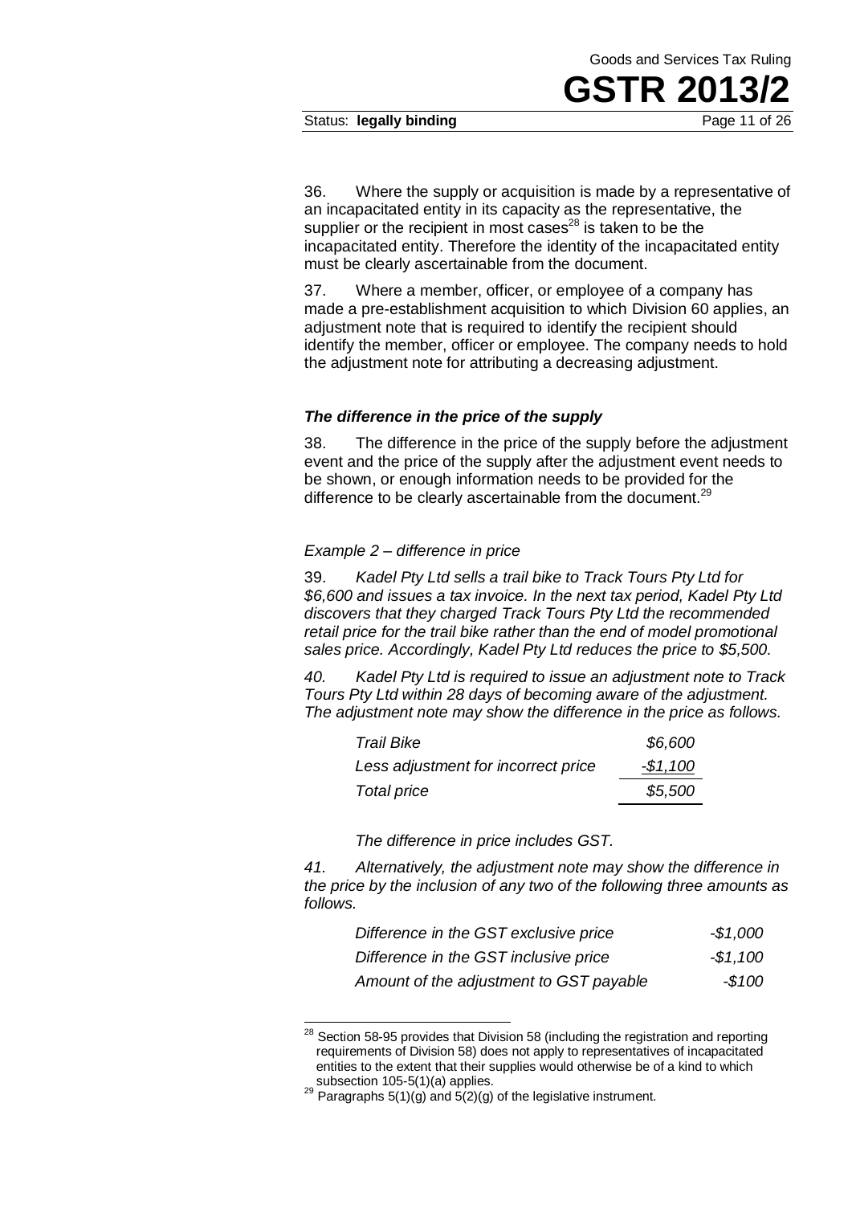36. Where the supply or acquisition is made by a representative of an incapacitated entity in its capacity as the representative, the supplier or the recipient in most cases[28] is taken to be the incapacitated entity. Therefore the identity of the incapacitated entity must be clearly ascertainable from the document.

37. Where a member, officer, or employee of a company has made a pre-establishment acquisition to which Division 60 applies, an adjustment note that is required to identify the recipient should identify the member, officer or employee. The company needs to hold the adjustment note for attributing a decreasing adjustment.

### *The difference in the price of the supply*

38. The difference in the price of the supply before the adjustment event and the price of the supply after the adjustment event needs to be shown, or enough information needs to be provided for the difference to be clearly ascertainable from the document.[29]

*Example 2 – difference in price*

39. *Kadel Pty Ltd sells a trail bike to Track Tours Pty Ltd for $6,600 and issues a tax invoice. In the next tax period, Kadel Pty Ltd discovers that they charged Track Tours Pty Ltd the recommended retail price for the trail bike rather than the end of model promotional sales price. Accordingly, Kadel Pty Ltd reduces the price to $5,500.*

*40. Kadel Pty Ltd is required to issue an adjustment note to Track Tours Pty Ltd within 28 days of becoming aware of the adjustment. The adjustment note may show the difference in the price as follows.*

| | |
|---|---|
| *Trail Bike* | *$6,600* |
| *Less adjustment for incorrect price* | *-$1,100* |
| *Total price* | *$5,500* |

*The difference in price includes GST.*

*41. Alternatively, the adjustment note may show the difference in the price by the inclusion of any two of the following three amounts as follows.*

| | |
|---|---|
| *Difference in the GST exclusive price* | *-$1,000* |
| *Difference in the GST inclusive price* | *-$1,100* |
| *Amount of the adjustment to GST payable* | *-$100* |

---

[28] Section 58-95 provides that Division 58 (including the registration and reporting requirements of Division 58) does not apply to representatives of incapacitated entities to the extent that their supplies would otherwise be of a kind to which subsection 105-5(1)(a) applies.

[29] Paragraphs 5(1)(g) and 5(2)(g) of the legislative instrument.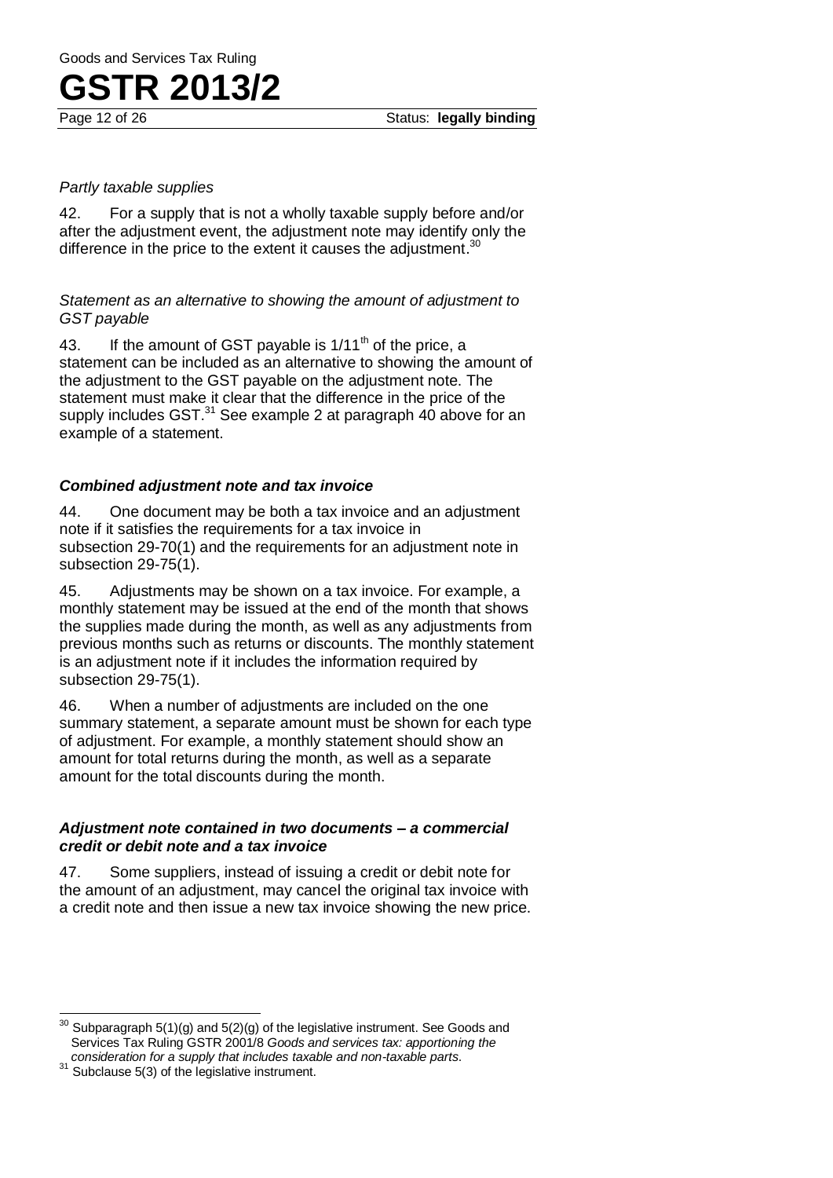*Partly taxable supplies*

42. For a supply that is not a wholly taxable supply before and/or after the adjustment event, the adjustment note may identify only the difference in the price to the extent it causes the adjustment.[30]

*Statement as an alternative to showing the amount of adjustment to GST payable*

43. If the amount of GST payable is 1/11th of the price, a statement can be included as an alternative to showing the amount of the adjustment to the GST payable on the adjustment note. The statement must make it clear that the difference in the price of the supply includes GST.[31] See example 2 at paragraph 40 above for an example of a statement.

### *Combined adjustment note and tax invoice*

44. One document may be both a tax invoice and an adjustment note if it satisfies the requirements for a tax invoice in subsection 29-70(1) and the requirements for an adjustment note in subsection 29-75(1).

45. Adjustments may be shown on a tax invoice. For example, a monthly statement may be issued at the end of the month that shows the supplies made during the month, as well as any adjustments from previous months such as returns or discounts. The monthly statement is an adjustment note if it includes the information required by subsection 29-75(1).

46. When a number of adjustments are included on the one summary statement, a separate amount must be shown for each type of adjustment. For example, a monthly statement should show an amount for total returns during the month, as well as a separate amount for the total discounts during the month.

### *Adjustment note contained in two documents – a commercial credit or debit note and a tax invoice*

47. Some suppliers, instead of issuing a credit or debit note for the amount of an adjustment, may cancel the original tax invoice with a credit note and then issue a new tax invoice showing the new price.

---

[30] Subparagraph 5(1)(g) and 5(2)(g) of the legislative instrument. See Goods and Services Tax Ruling GSTR 2001/8 *Goods and services tax: apportioning the consideration for a supply that includes taxable and non-taxable parts*.

[31] Subclause 5(3) of the legislative instrument.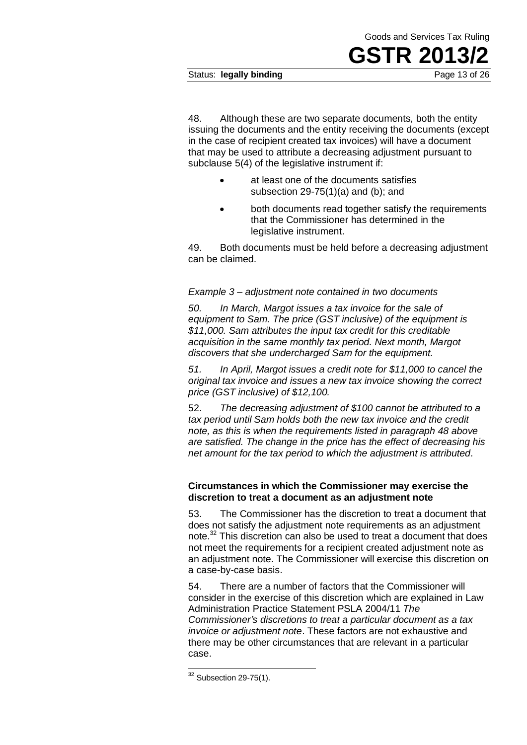48. Although these are two separate documents, both the entity issuing the documents and the entity receiving the documents (except in the case of recipient created tax invoices) will have a document that may be used to attribute a decreasing adjustment pursuant to subclause 5(4) of the legislative instrument if:

- at least one of the documents satisfies subsection 29-75(1)(a) and (b); and
- both documents read together satisfy the requirements that the Commissioner has determined in the legislative instrument.

49. Both documents must be held before a decreasing adjustment can be claimed.

*Example 3 – adjustment note contained in two documents*

*50. In March, Margot issues a tax invoice for the sale of equipment to Sam. The price (GST inclusive) of the equipment is $11,000. Sam attributes the input tax credit for this creditable acquisition in the same monthly tax period. Next month, Margot discovers that she undercharged Sam for the equipment.*

*51. In April, Margot issues a credit note for $11,000 to cancel the original tax invoice and issues a new tax invoice showing the correct price (GST inclusive) of $12,100.*

52. *The decreasing adjustment of $100 cannot be attributed to a tax period until Sam holds both the new tax invoice and the credit note, as this is when the requirements listed in paragraph 48 above are satisfied. The change in the price has the effect of decreasing his net amount for the tax period to which the adjustment is attributed.*

**Circumstances in which the Commissioner may exercise the discretion to treat a document as an adjustment note**

53. The Commissioner has the discretion to treat a document that does not satisfy the adjustment note requirements as an adjustment note.[32] This discretion can also be used to treat a document that does not meet the requirements for a recipient created adjustment note as an adjustment note. The Commissioner will exercise this discretion on a case-by-case basis.

54. There are a number of factors that the Commissioner will consider in the exercise of this discretion which are explained in Law Administration Practice Statement PSLA 2004/11 *The Commissioner's discretions to treat a particular document as a tax invoice or adjustment note*. These factors are not exhaustive and there may be other circumstances that are relevant in a particular case.

---

[32] Subsection 29-75(1).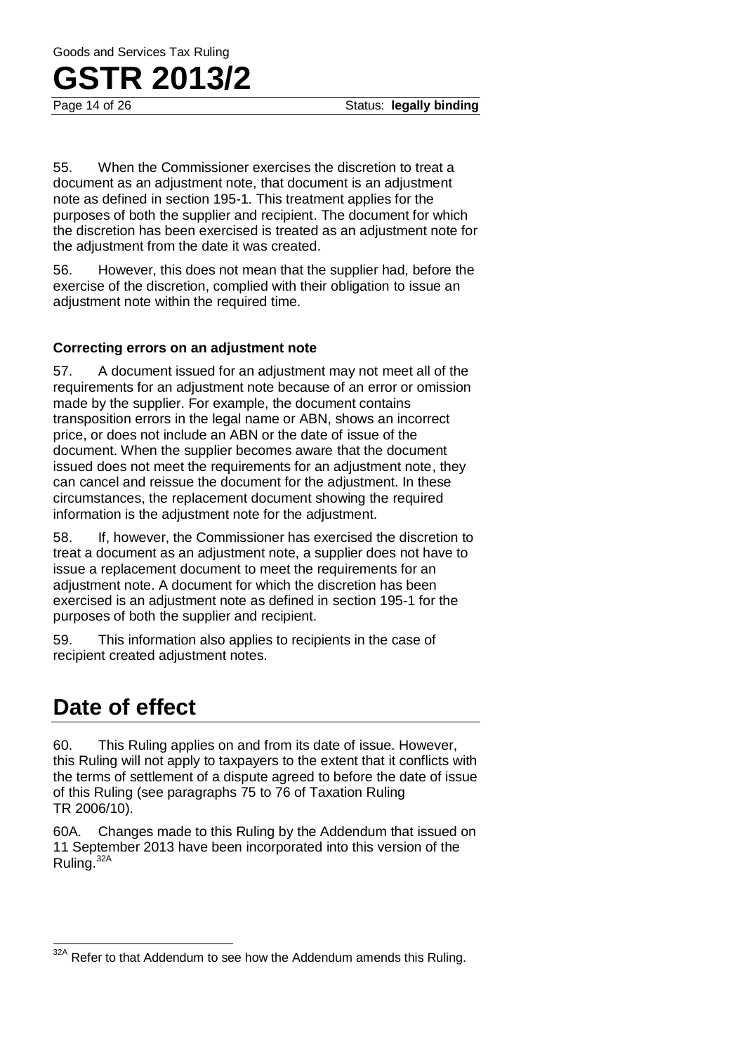55. When the Commissioner exercises the discretion to treat a document as an adjustment note, that document is an adjustment note as defined in section 195-1. This treatment applies for the purposes of both the supplier and recipient. The document for which the discretion has been exercised is treated as an adjustment note for the adjustment from the date it was created.

56. However, this does not mean that the supplier had, before the exercise of the discretion, complied with their obligation to issue an adjustment note within the required time.

### Correcting errors on an adjustment note

57. A document issued for an adjustment may not meet all of the requirements for an adjustment note because of an error or omission made by the supplier. For example, the document contains transposition errors in the legal name or ABN, shows an incorrect price, or does not include an ABN or the date of issue of the document. When the supplier becomes aware that the document issued does not meet the requirements for an adjustment note, they can cancel and reissue the document for the adjustment. In these circumstances, the replacement document showing the required information is the adjustment note for the adjustment.

58. If, however, the Commissioner has exercised the discretion to treat a document as an adjustment note, a supplier does not have to issue a replacement document to meet the requirements for an adjustment note. A document for which the discretion has been exercised is an adjustment note as defined in section 195-1 for the purposes of both the supplier and recipient.

59. This information also applies to recipients in the case of recipient created adjustment notes.

## Date of effect

60. This Ruling applies on and from its date of issue. However, this Ruling will not apply to taxpayers to the extent that it conflicts with the terms of settlement of a dispute agreed to before the date of issue of this Ruling (see paragraphs 75 to 76 of Taxation Ruling TR 2006/10).

60A. Changes made to this Ruling by the Addendum that issued on 11 September 2013 have been incorporated into this version of the Ruling.[32A]

[32A] Refer to that Addendum to see how the Addendum amends this Ruling.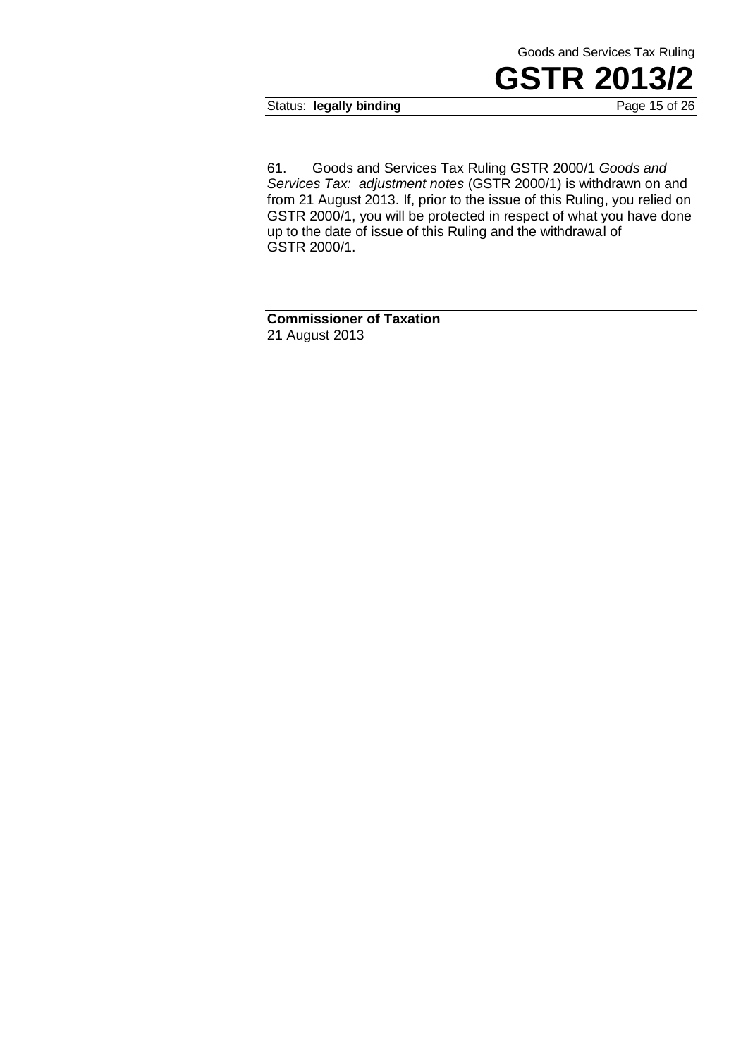61. Goods and Services Tax Ruling GSTR 2000/1 *Goods and Services Tax: adjustment notes* (GSTR 2000/1) is withdrawn on and from 21 August 2013. If, prior to the issue of this Ruling, you relied on GSTR 2000/1, you will be protected in respect of what you have done up to the date of issue of this Ruling and the withdrawal of GSTR 2000/1.

**Commissioner of Taxation**
21 August 2013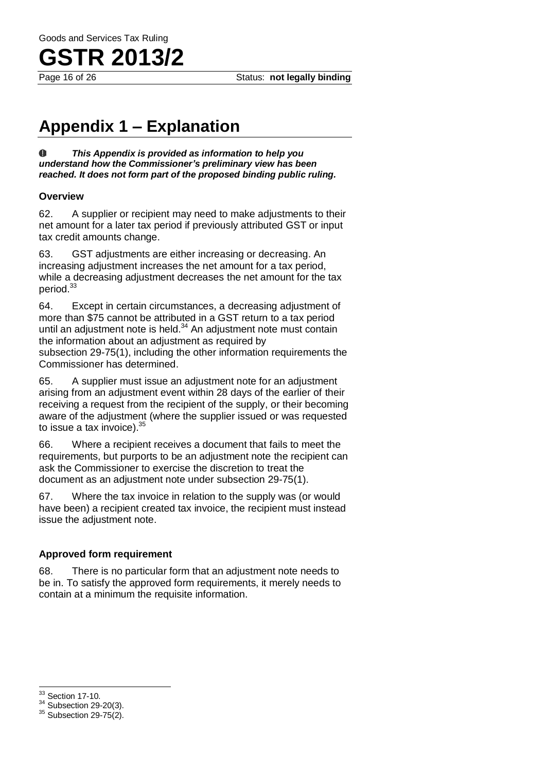# Appendix 1 – Explanation

***This Appendix is provided as information to help you understand how the Commissioner's preliminary view has been reached. It does not form part of the proposed binding public ruling.***

### Overview

62. A supplier or recipient may need to make adjustments to their net amount for a later tax period if previously attributed GST or input tax credit amounts change.

63. GST adjustments are either increasing or decreasing. An increasing adjustment increases the net amount for a tax period, while a decreasing adjustment decreases the net amount for the tax period.[33]

64. Except in certain circumstances, a decreasing adjustment of more than $75 cannot be attributed in a GST return to a tax period until an adjustment note is held.[34] An adjustment note must contain the information about an adjustment as required by subsection 29-75(1), including the other information requirements the Commissioner has determined.

65. A supplier must issue an adjustment note for an adjustment arising from an adjustment event within 28 days of the earlier of their receiving a request from the recipient of the supply, or their becoming aware of the adjustment (where the supplier issued or was requested to issue a tax invoice).[35]

66. Where a recipient receives a document that fails to meet the requirements, but purports to be an adjustment note the recipient can ask the Commissioner to exercise the discretion to treat the document as an adjustment note under subsection 29-75(1).

67. Where the tax invoice in relation to the supply was (or would have been) a recipient created tax invoice, the recipient must instead issue the adjustment note.

### Approved form requirement

68. There is no particular form that an adjustment note needs to be in. To satisfy the approved form requirements, it merely needs to contain at a minimum the requisite information.

---

[33] Section 17-10.

[34] Subsection 29-20(3).

[35] Subsection 29-75(2).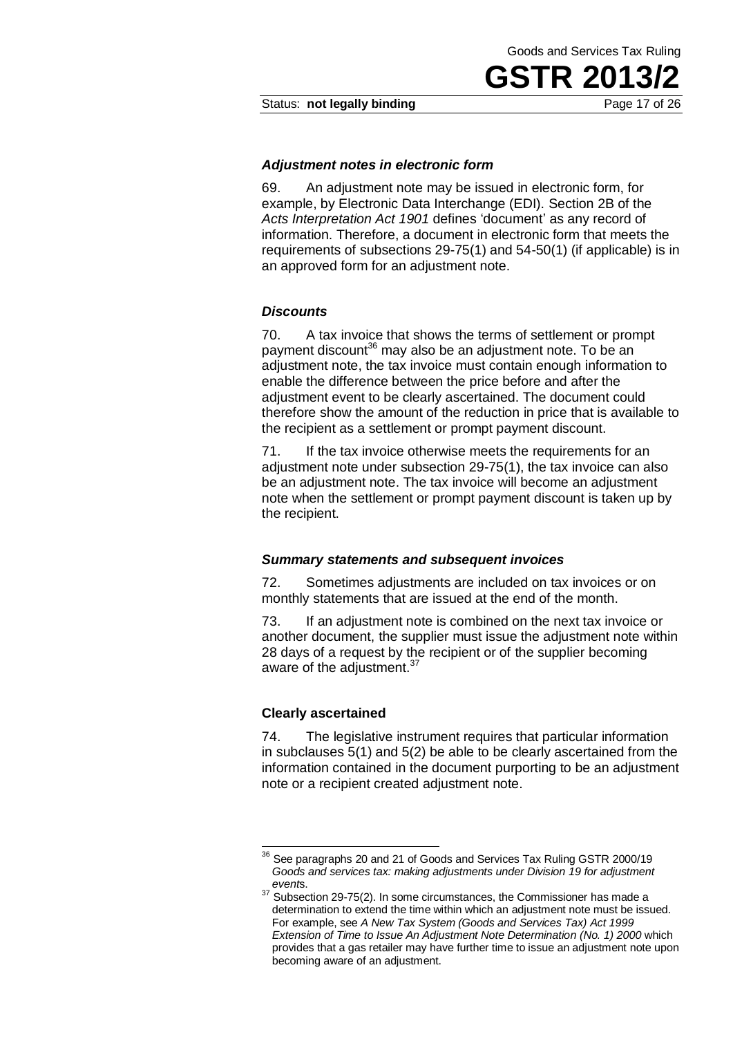### *Adjustment notes in electronic form*

69. An adjustment note may be issued in electronic form, for example, by Electronic Data Interchange (EDI). Section 2B of the *Acts Interpretation Act 1901* defines 'document' as any record of information. Therefore, a document in electronic form that meets the requirements of subsections 29-75(1) and 54-50(1) (if applicable) is in an approved form for an adjustment note.

### *Discounts*

70. A tax invoice that shows the terms of settlement or prompt payment discount[36] may also be an adjustment note. To be an adjustment note, the tax invoice must contain enough information to enable the difference between the price before and after the adjustment event to be clearly ascertained. The document could therefore show the amount of the reduction in price that is available to the recipient as a settlement or prompt payment discount.

71. If the tax invoice otherwise meets the requirements for an adjustment note under subsection 29-75(1), the tax invoice can also be an adjustment note. The tax invoice will become an adjustment note when the settlement or prompt payment discount is taken up by the recipient.

### *Summary statements and subsequent invoices*

72. Sometimes adjustments are included on tax invoices or on monthly statements that are issued at the end of the month.

73. If an adjustment note is combined on the next tax invoice or another document, the supplier must issue the adjustment note within 28 days of a request by the recipient or of the supplier becoming aware of the adjustment.[37]

## **Clearly ascertained**

74. The legislative instrument requires that particular information in subclauses 5(1) and 5(2) be able to be clearly ascertained from the information contained in the document purporting to be an adjustment note or a recipient created adjustment note.

---

[36] See paragraphs 20 and 21 of Goods and Services Tax Ruling GSTR 2000/19 *Goods and services tax: making adjustments under Division 19 for adjustment events*.

[37] Subsection 29-75(2). In some circumstances, the Commissioner has made a determination to extend the time within which an adjustment note must be issued. For example, see *A New Tax System (Goods and Services Tax) Act 1999 Extension of Time to Issue An Adjustment Note Determination (No. 1) 2000* which provides that a gas retailer may have further time to issue an adjustment note upon becoming aware of an adjustment.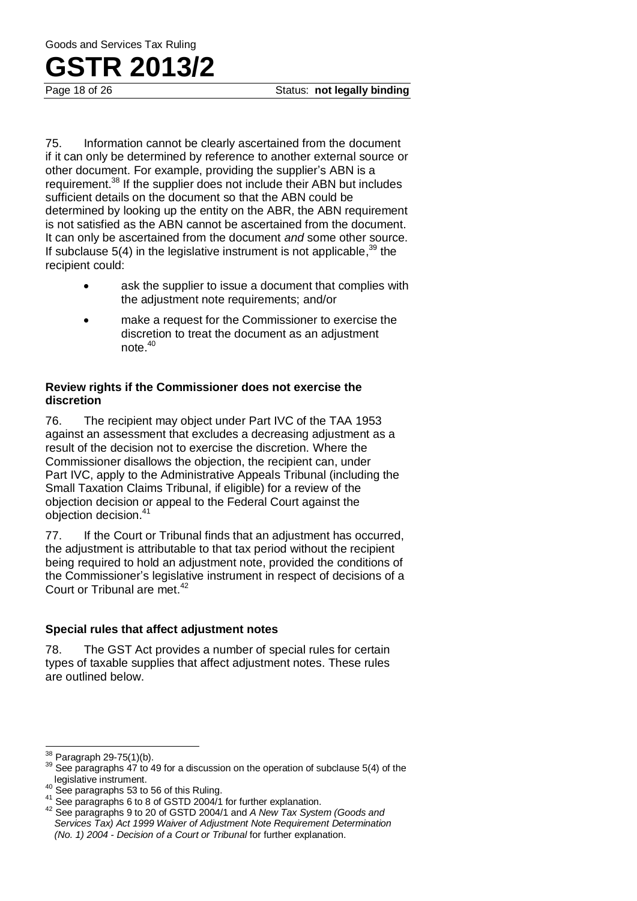75. Information cannot be clearly ascertained from the document if it can only be determined by reference to another external source or other document. For example, providing the supplier's ABN is a requirement.[38] If the supplier does not include their ABN but includes sufficient details on the document so that the ABN could be determined by looking up the entity on the ABR, the ABN requirement is not satisfied as the ABN cannot be ascertained from the document. It can only be ascertained from the document *and* some other source. If subclause 5(4) in the legislative instrument is not applicable,[39] the recipient could:

- ask the supplier to issue a document that complies with the adjustment note requirements; and/or
- make a request for the Commissioner to exercise the discretion to treat the document as an adjustment note.[40]

### Review rights if the Commissioner does not exercise the discretion

76. The recipient may object under Part IVC of the TAA 1953 against an assessment that excludes a decreasing adjustment as a result of the decision not to exercise the discretion. Where the Commissioner disallows the objection, the recipient can, under Part IVC, apply to the Administrative Appeals Tribunal (including the Small Taxation Claims Tribunal, if eligible) for a review of the objection decision or appeal to the Federal Court against the objection decision.[41]

77. If the Court or Tribunal finds that an adjustment has occurred, the adjustment is attributable to that tax period without the recipient being required to hold an adjustment note, provided the conditions of the Commissioner's legislative instrument in respect of decisions of a Court or Tribunal are met.[42]

## Special rules that affect adjustment notes

78. The GST Act provides a number of special rules for certain types of taxable supplies that affect adjustment notes. These rules are outlined below.

---

[38] Paragraph 29-75(1)(b).

[39] See paragraphs 47 to 49 for a discussion on the operation of subclause 5(4) of the legislative instrument.

[40] See paragraphs 53 to 56 of this Ruling.

[41] See paragraphs 6 to 8 of GSTD 2004/1 for further explanation.

[42] See paragraphs 9 to 20 of GSTD 2004/1 and *A New Tax System (Goods and Services Tax) Act 1999 Waiver of Adjustment Note Requirement Determination (No. 1) 2004 - Decision of a Court or Tribunal* for further explanation.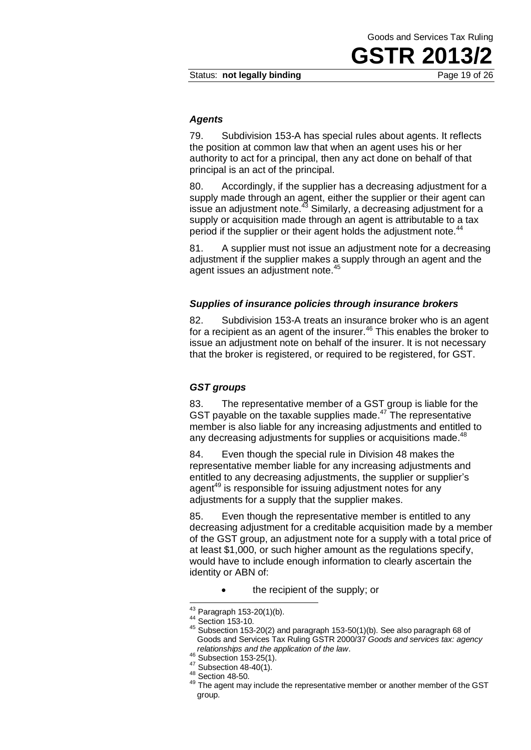### *Agents*

79. Subdivision 153-A has special rules about agents. It reflects the position at common law that when an agent uses his or her authority to act for a principal, then any act done on behalf of that principal is an act of the principal.

80. Accordingly, if the supplier has a decreasing adjustment for a supply made through an agent, either the supplier or their agent can issue an adjustment note.[43] Similarly, a decreasing adjustment for a supply or acquisition made through an agent is attributable to a tax period if the supplier or their agent holds the adjustment note.[44]

81. A supplier must not issue an adjustment note for a decreasing adjustment if the supplier makes a supply through an agent and the agent issues an adjustment note.[45]

### *Supplies of insurance policies through insurance brokers*

82. Subdivision 153-A treats an insurance broker who is an agent for a recipient as an agent of the insurer.[46] This enables the broker to issue an adjustment note on behalf of the insurer. It is not necessary that the broker is registered, or required to be registered, for GST.

### *GST groups*

83. The representative member of a GST group is liable for the GST payable on the taxable supplies made.[47] The representative member is also liable for any increasing adjustments and entitled to any decreasing adjustments for supplies or acquisitions made.[48]

84. Even though the special rule in Division 48 makes the representative member liable for any increasing adjustments and entitled to any decreasing adjustments, the supplier or supplier's agent[49] is responsible for issuing adjustment notes for any adjustments for a supply that the supplier makes.

85. Even though the representative member is entitled to any decreasing adjustment for a creditable acquisition made by a member of the GST group, an adjustment note for a supply with a total price of at least $1,000, or such higher amount as the regulations specify, would have to include enough information to clearly ascertain the identity or ABN of:

- the recipient of the supply; or

---

[43] Paragraph 153-20(1)(b).

[44] Section 153-10.

[45] Subsection 153-20(2) and paragraph 153-50(1)(b). See also paragraph 68 of Goods and Services Tax Ruling GSTR 2000/37 *Goods and services tax: agency relationships and the application of the law*.

[46] Subsection 153-25(1).

[47] Subsection 48-40(1).

[48] Section 48-50.

[49] The agent may include the representative member or another member of the GST group.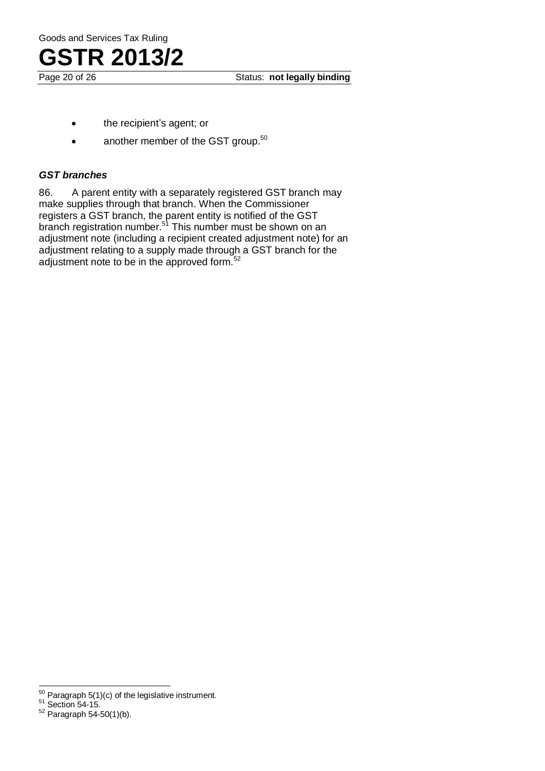- the recipient's agent; or
- another member of the GST group.[50]

### *GST branches*

86. A parent entity with a separately registered GST branch may make supplies through that branch. When the Commissioner registers a GST branch, the parent entity is notified of the GST branch registration number.[51] This number must be shown on an adjustment note (including a recipient created adjustment note) for an adjustment relating to a supply made through a GST branch for the adjustment note to be in the approved form.[52]

---

[50] Paragraph 5(1)(c) of the legislative instrument.

[51] Section 54-15.

[52] Paragraph 54-50(1)(b).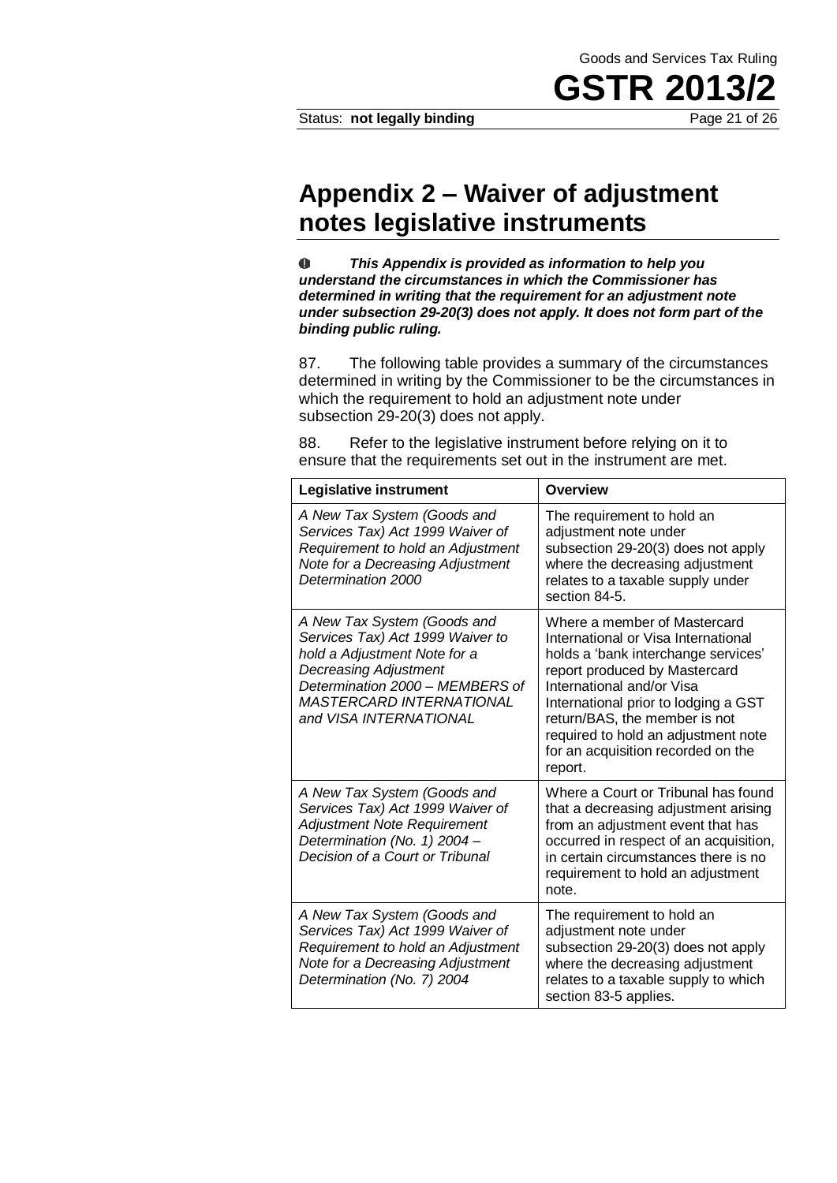## Appendix 2 – Waiver of adjustment notes legislative instruments

***This Appendix is provided as information to help you understand the circumstances in which the Commissioner has determined in writing that the requirement for an adjustment note under subsection 29-20(3) does not apply. It does not form part of the binding public ruling.***

87. The following table provides a summary of the circumstances determined in writing by the Commissioner to be the circumstances in which the requirement to hold an adjustment note under subsection 29-20(3) does not apply.

88. Refer to the legislative instrument before relying on it to ensure that the requirements set out in the instrument are met.

| Legislative instrument | Overview |
| --- | --- |
| *A New Tax System (Goods and Services Tax) Act 1999 Waiver of Requirement to hold an Adjustment Note for a Decreasing Adjustment Determination 2000* | The requirement to hold an adjustment note under subsection 29-20(3) does not apply where the decreasing adjustment relates to a taxable supply under section 84-5. |
| *A New Tax System (Goods and Services Tax) Act 1999 Waiver to hold a Adjustment Note for a Decreasing Adjustment Determination 2000 – MEMBERS of MASTERCARD INTERNATIONAL and VISA INTERNATIONAL* | Where a member of Mastercard International or Visa International holds a 'bank interchange services' report produced by Mastercard International and/or Visa International prior to lodging a GST return/BAS, the member is not required to hold an adjustment note for an acquisition recorded on the report. |
| *A New Tax System (Goods and Services Tax) Act 1999 Waiver of Adjustment Note Requirement Determination (No. 1) 2004 – Decision of a Court or Tribunal* | Where a Court or Tribunal has found that a decreasing adjustment arising from an adjustment event that has occurred in respect of an acquisition, in certain circumstances there is no requirement to hold an adjustment note. |
| *A New Tax System (Goods and Services Tax) Act 1999 Waiver of Requirement to hold an Adjustment Note for a Decreasing Adjustment Determination (No. 7) 2004* | The requirement to hold an adjustment note under subsection 29-20(3) does not apply where the decreasing adjustment relates to a taxable supply to which section 83-5 applies. |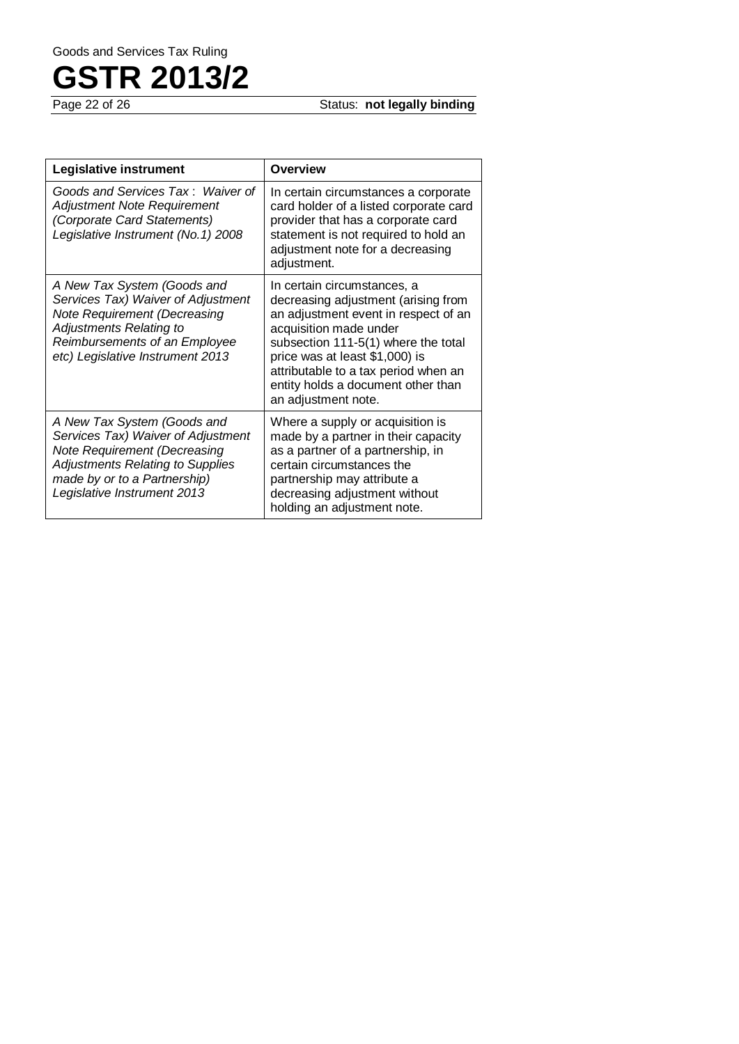| Legislative instrument | Overview |
|---|---|
| *Goods and Services Tax : Waiver of Adjustment Note Requirement (Corporate Card Statements) Legislative Instrument (No.1) 2008* | In certain circumstances a corporate card holder of a listed corporate card provider that has a corporate card statement is not required to hold an adjustment note for a decreasing adjustment. |
| *A New Tax System (Goods and Services Tax) Waiver of Adjustment Note Requirement (Decreasing Adjustments Relating to Reimbursements of an Employee etc) Legislative Instrument 2013* | In certain circumstances, a decreasing adjustment (arising from an adjustment event in respect of an acquisition made under subsection 111-5(1) where the total price was at least $1,000) is attributable to a tax period when an entity holds a document other than an adjustment note. |
| *A New Tax System (Goods and Services Tax) Waiver of Adjustment Note Requirement (Decreasing Adjustments Relating to Supplies made by or to a Partnership) Legislative Instrument 2013* | Where a supply or acquisition is made by a partner in their capacity as a partner of a partnership, in certain circumstances the partnership may attribute a decreasing adjustment without holding an adjustment note. |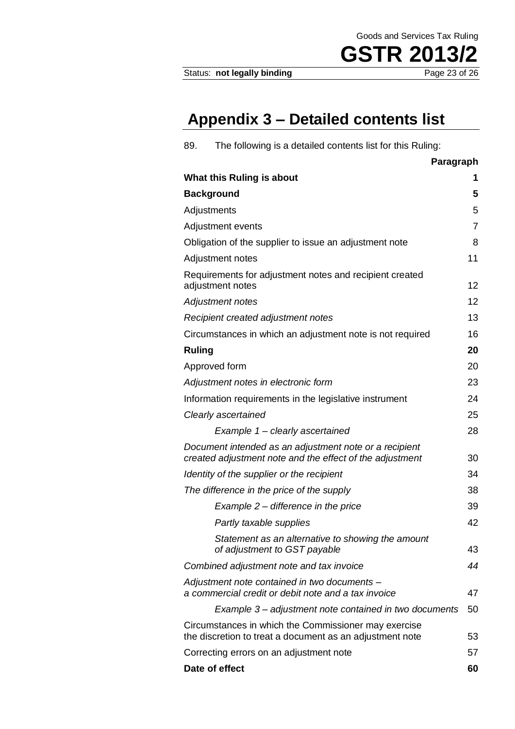## Appendix 3 – Detailed contents list

89. The following is a detailed contents list for this Ruling:

| | Paragraph |
|---|---|
| **What this Ruling is about** | **1** |
| **Background** | **5** |
| Adjustments | 5 |
| Adjustment events | 7 |
| Obligation of the supplier to issue an adjustment note | 8 |
| Adjustment notes | 11 |
| Requirements for adjustment notes and recipient created adjustment notes | 12 |
| *Adjustment notes* | 12 |
| *Recipient created adjustment notes* | 13 |
| Circumstances in which an adjustment note is not required | 16 |
| **Ruling** | **20** |
| Approved form | 20 |
| *Adjustment notes in electronic form* | 23 |
| Information requirements in the legislative instrument | 24 |
| *Clearly ascertained* | 25 |
| *Example 1 – clearly ascertained* | 28 |
| *Document intended as an adjustment note or a recipient created adjustment note and the effect of the adjustment* | 30 |
| *Identity of the supplier or the recipient* | 34 |
| *The difference in the price of the supply* | 38 |
| *Example 2 – difference in the price* | 39 |
| *Partly taxable supplies* | 42 |
| *Statement as an alternative to showing the amount of adjustment to GST payable* | 43 |
| *Combined adjustment note and tax invoice* | *44* |
| *Adjustment note contained in two documents – a commercial credit or debit note and a tax invoice* | 47 |
| *Example 3 – adjustment note contained in two documents* | 50 |
| Circumstances in which the Commissioner may exercise the discretion to treat a document as an adjustment note | 53 |
| Correcting errors on an adjustment note | 57 |
| **Date of effect** | **60** |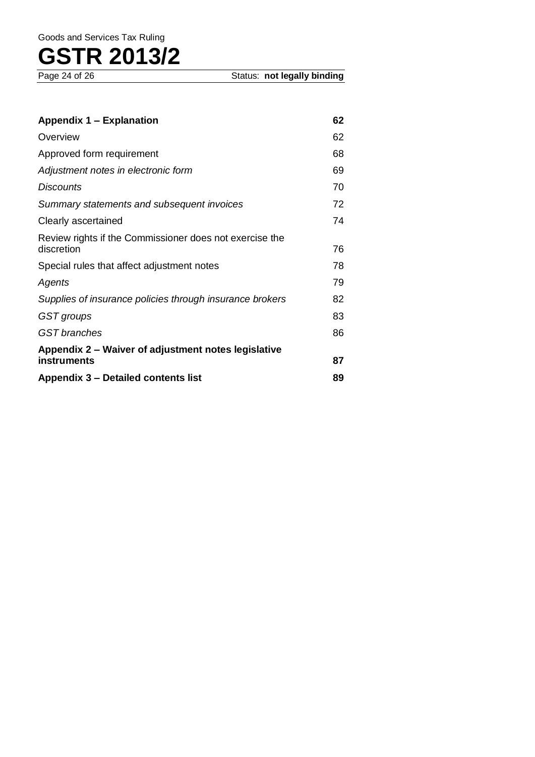| | |
|---|---|
| **Appendix 1 – Explanation** | **62** |
| Overview | 62 |
| Approved form requirement | 68 |
| *Adjustment notes in electronic form* | 69 |
| *Discounts* | 70 |
| *Summary statements and subsequent invoices* | 72 |
| Clearly ascertained | 74 |
| Review rights if the Commissioner does not exercise the discretion | 76 |
| Special rules that affect adjustment notes | 78 |
| *Agents* | 79 |
| *Supplies of insurance policies through insurance brokers* | 82 |
| *GST groups* | 83 |
| *GST branches* | 86 |
| **Appendix 2 – Waiver of adjustment notes legislative instruments** | **87** |
| **Appendix 3 – Detailed contents list** | **89** |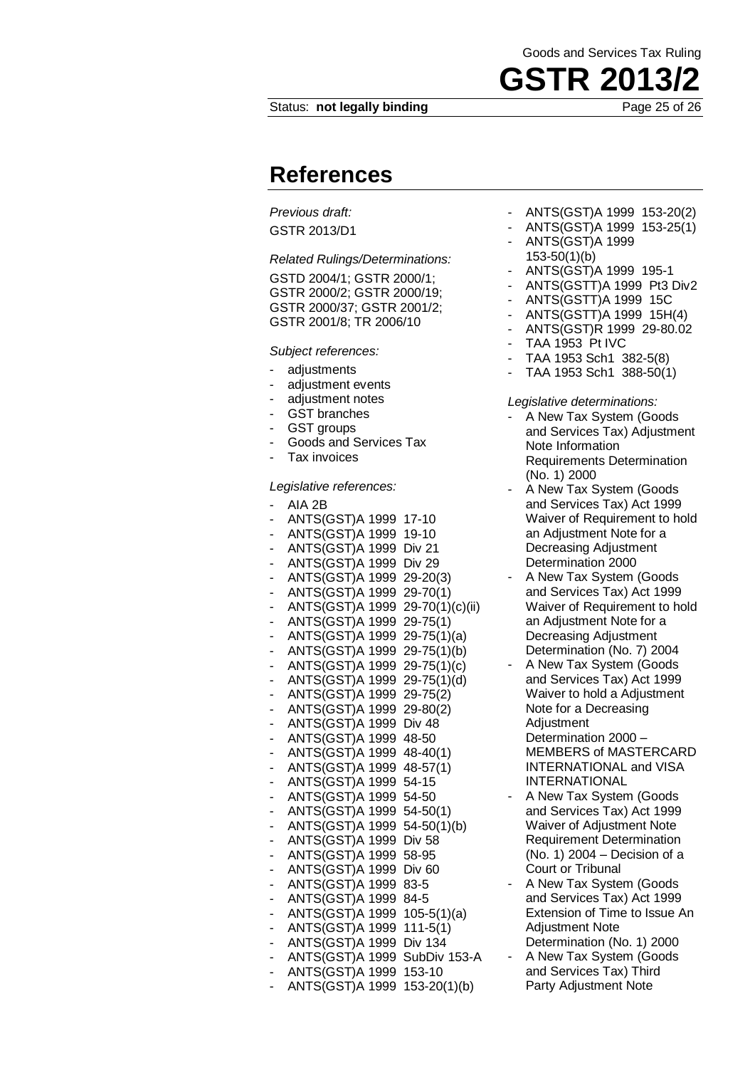## References

*Previous draft:*

GSTR 2013/D1

*Related Rulings/Determinations:*

GSTD 2004/1; GSTR 2000/1; GSTR 2000/2; GSTR 2000/19; GSTR 2000/37; GSTR 2001/2; GSTR 2001/8; TR 2006/10

*Subject references:*

- adjustments
- adjustment events
- adjustment notes
- GST branches
- GST groups
- Goods and Services Tax
- Tax invoices

*Legislative references:*

- AIA 2B
- ANTS(GST)A 1999 17-10
- ANTS(GST)A 1999 19-10
- ANTS(GST)A 1999 Div 21
- ANTS(GST)A 1999 Div 29
- ANTS(GST)A 1999 29-20(3)
- ANTS(GST)A 1999 29-70(1)
- ANTS(GST)A 1999 29-70(1)(c)(ii)
- ANTS(GST)A 1999 29-75(1)
- ANTS(GST)A 1999 29-75(1)(a)
- ANTS(GST)A 1999 29-75(1)(b)
- ANTS(GST)A 1999 29-75(1)(c)
- ANTS(GST)A 1999 29-75(1)(d)
- ANTS(GST)A 1999 29-75(2)
- ANTS(GST)A 1999 29-80(2)
- ANTS(GST)A 1999 Div 48
- ANTS(GST)A 1999 48-50
- ANTS(GST)A 1999 48-40(1)
- ANTS(GST)A 1999 48-57(1)
- ANTS(GST)A 1999 54-15
- ANTS(GST)A 1999 54-50
- ANTS(GST)A 1999 54-50(1)
- ANTS(GST)A 1999 54-50(1)(b)
- ANTS(GST)A 1999 Div 58
- ANTS(GST)A 1999 58-95
- ANTS(GST)A 1999 Div 60
- ANTS(GST)A 1999 83-5
- ANTS(GST)A 1999 84-5
- ANTS(GST)A 1999 105-5(1)(a)
- ANTS(GST)A 1999 111-5(1)
- ANTS(GST)A 1999 Div 134
- ANTS(GST)A 1999 SubDiv 153-A
- ANTS(GST)A 1999 153-10
- ANTS(GST)A 1999 153-20(1)(b)
- ANTS(GST)A 1999 153-20(2)
- ANTS(GST)A 1999 153-25(1)
- ANTS(GST)A 1999 153-50(1)(b)
- ANTS(GST)A 1999 195-1
- ANTS(GSTT)A 1999 Pt3 Div2
- ANTS(GSTT)A 1999 15C
- ANTS(GSTT)A 1999 15H(4)
- ANTS(GST)R 1999 29-80.02
- TAA 1953 Pt IVC
- TAA 1953 Sch1 382-5(8)
- TAA 1953 Sch1 388-50(1)

*Legislative determinations:*

- A New Tax System (Goods and Services Tax) Adjustment Note Information Requirements Determination (No. 1) 2000
- A New Tax System (Goods and Services Tax) Act 1999 Waiver of Requirement to hold an Adjustment Note for a Decreasing Adjustment Determination 2000
- A New Tax System (Goods and Services Tax) Act 1999 Waiver of Requirement to hold an Adjustment Note for a Decreasing Adjustment Determination (No. 7) 2004
- A New Tax System (Goods and Services Tax) Act 1999 Waiver to hold a Adjustment Note for a Decreasing Adjustment Determination 2000 – MEMBERS of MASTERCARD INTERNATIONAL and VISA INTERNATIONAL
- A New Tax System (Goods and Services Tax) Act 1999 Waiver of Adjustment Note Requirement Determination (No. 1) 2004 – Decision of a Court or Tribunal
- A New Tax System (Goods and Services Tax) Act 1999 Extension of Time to Issue An Adjustment Note Determination (No. 1) 2000
- A New Tax System (Goods and Services Tax) Third Party Adjustment Note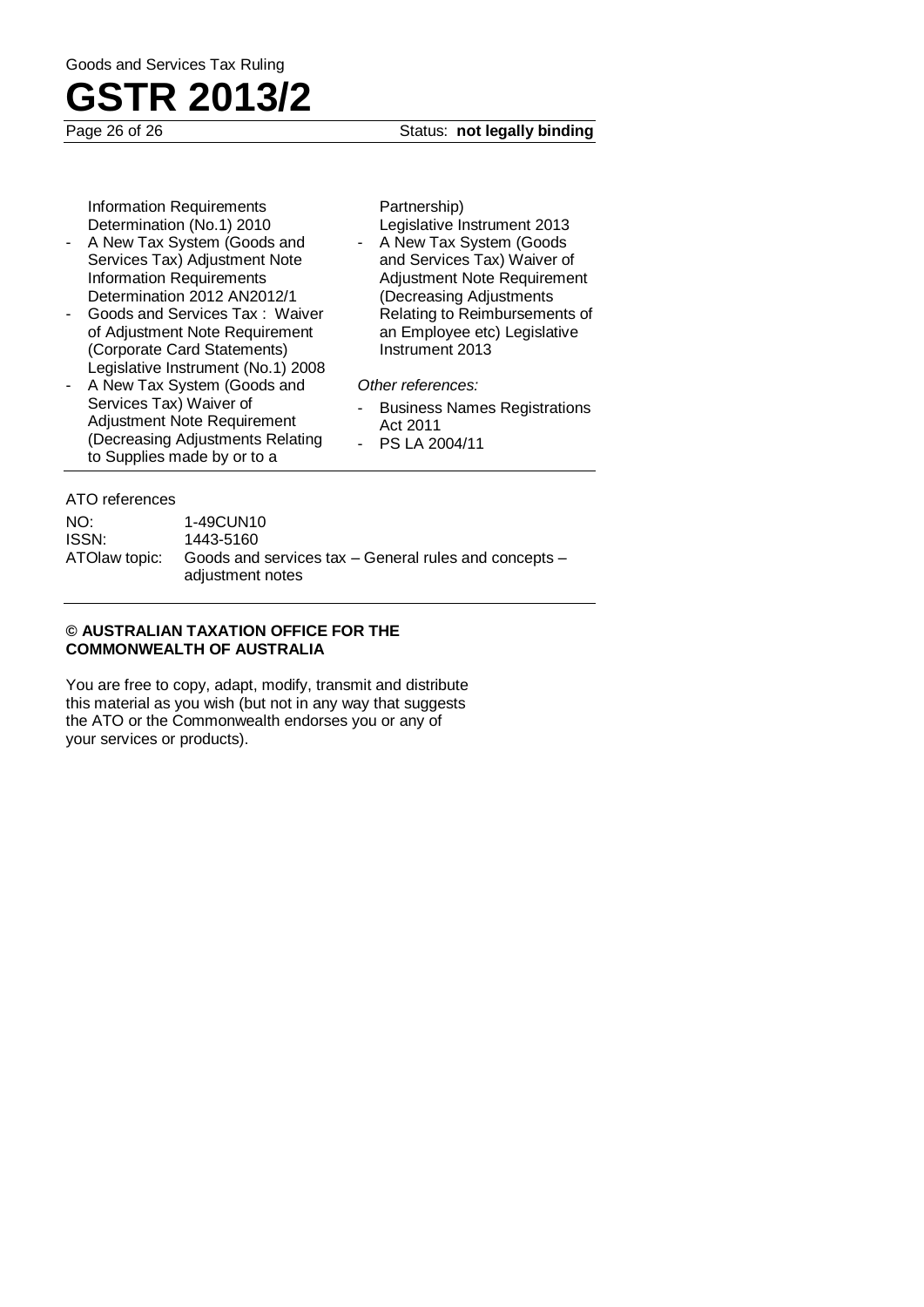Information Requirements Determination (No.1) 2010
- A New Tax System (Goods and Services Tax) Adjustment Note Information Requirements Determination 2012 AN2012/1
- Goods and Services Tax : Waiver of Adjustment Note Requirement (Corporate Card Statements) Legislative Instrument (No.1) 2008
- A New Tax System (Goods and Services Tax) Waiver of Adjustment Note Requirement (Decreasing Adjustments Relating to Supplies made by or to a Partnership) Legislative Instrument 2013
- A New Tax System (Goods and Services Tax) Waiver of Adjustment Note Requirement (Decreasing Adjustments Relating to Reimbursements of an Employee etc) Legislative Instrument 2013

*Other references:*

- Business Names Registrations Act 2011
- PS LA 2004/11

ATO references

| | |
|---|---|
| NO: | 1-49CUN10 |
| ISSN: | 1443-5160 |
| ATOlaw topic: | Goods and services tax – General rules and concepts – adjustment notes |

**© AUSTRALIAN TAXATION OFFICE FOR THE COMMONWEALTH OF AUSTRALIA**

You are free to copy, adapt, modify, transmit and distribute this material as you wish (but not in any way that suggests the ATO or the Commonwealth endorses you or any of your services or products).